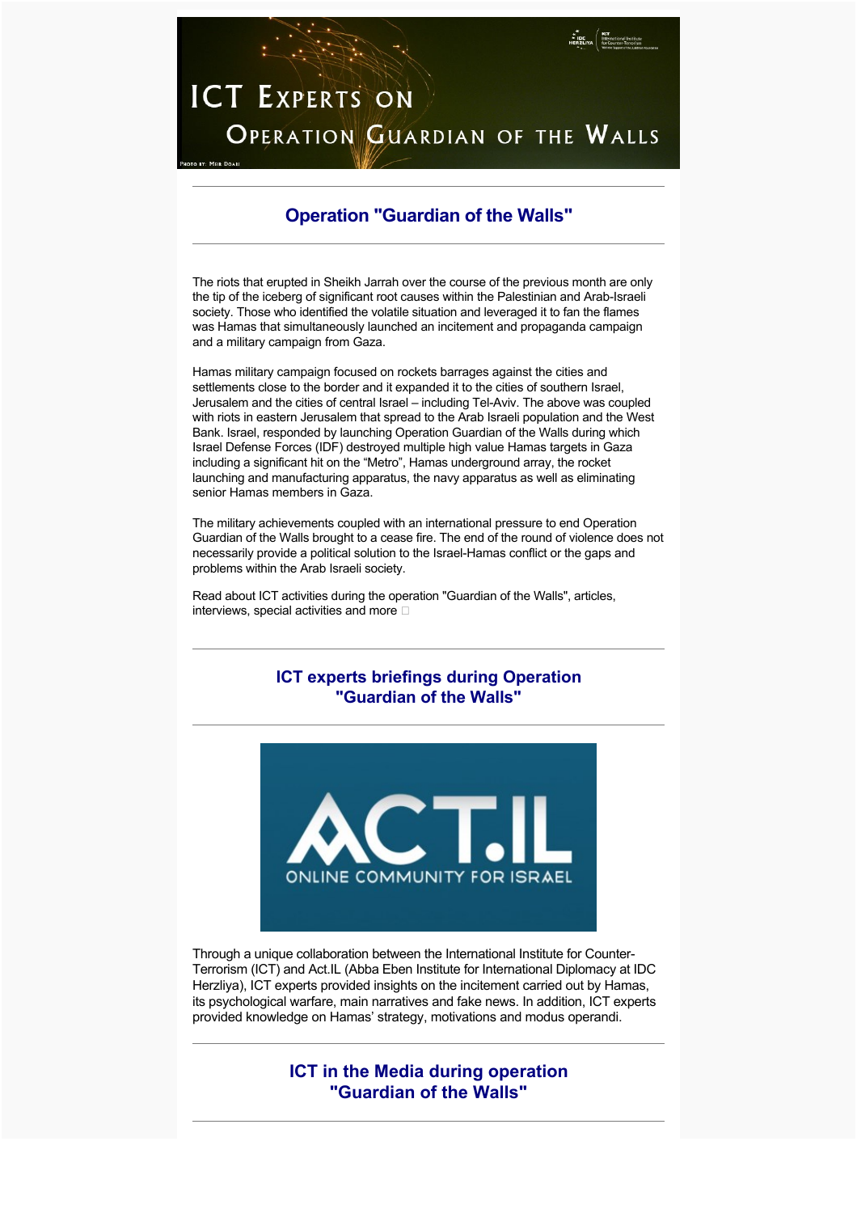# ICT Experts on Operation Guardian of the Walls

## Operation "Guardian of the Walls"

The riots that erupted in Sheikh Jarrah over the course of the previous month are only the tip of the iceberg of significant root causes within the Palestinian and Arab-Israeli society. Those who identified the volatile situation and leveraged it to fan the flames was Hamas that simultaneously launched an incitement and propaganda campaign and a military campaign from Gaza.

Hamas military campaign focused on rockets barrages against the cities and settlements close to the border and it expanded it to the cities of southern Israel, Jerusalem and the cities of central Israel – including Tel-Aviv. The above was coupled with riots in eastern Jerusalem that spread to the Arab Israeli population and the West Bank. Israel, responded by launching Operation Guardian of the Walls during which Israel Defense Forces (IDF) destroyed multiple high value Hamas targets in Gaza including a significant hit on the "Metro", Hamas underground array, the rocket launching and manufacturing apparatus, the navy apparatus as well as eliminating senior Hamas members in Gaza.

The military achievements coupled with an international pressure to end Operation Guardian of the Walls brought to a cease fire. The end of the round of violence does not necessarily provide a political solution to the Israel-Hamas conflict or the gaps and problems within the Arab Israeli society.

Read about ICT activities during the operation "Guardian of the Walls", articles, interviews, special activities and more

## ICT experts briefings during Operation "Guardian of the Walls"

ACT.IL
ONLINE COMMUNITY FOR ISRAEL

Through a unique collaboration between the International Institute for Counter-Terrorism (ICT) and Act.IL (Abba Eben Institute for International Diplomacy at IDC Herzliya), ICT experts provided insights on the incitement carried out by Hamas, its psychological warfare, main narratives and fake news. In addition, ICT experts provided knowledge on Hamas' strategy, motivations and modus operandi.

## ICT in the Media during operation "Guardian of the Walls"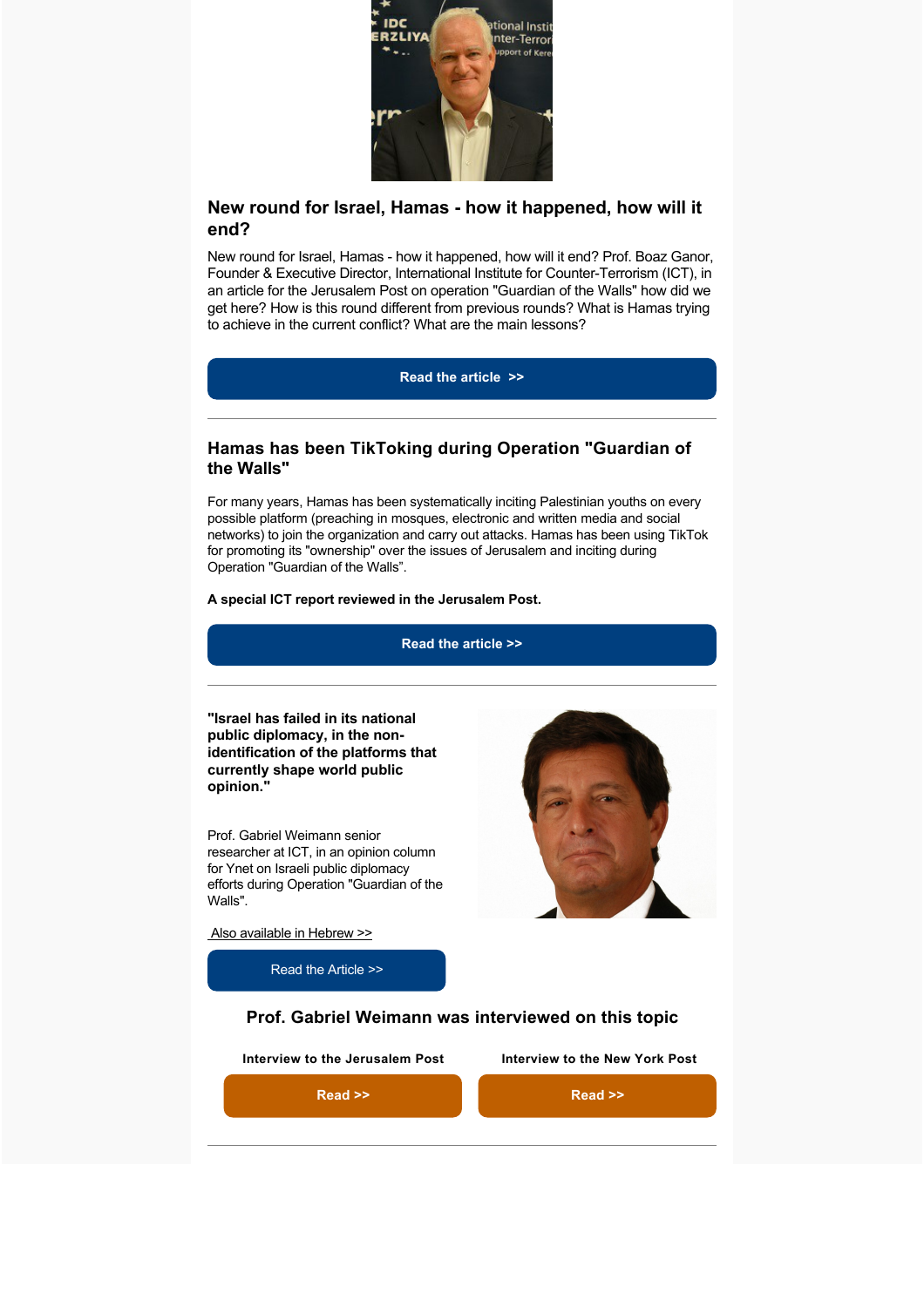## New round for Israel, Hamas - how it happened, how will it end?

New round for Israel, Hamas - how it happened, how will it end? Prof. Boaz Ganor, Founder & Executive Director, International Institute for Counter-Terrorism (ICT), in an article for the Jerusalem Post on operation "Guardian of the Walls" how did we get here? How is this round different from previous rounds? What is Hamas trying to achieve in the current conflict? What are the main lessons?

**Read the article >>**

---

## Hamas has been TikToking during Operation "Guardian of the Walls"

For many years, Hamas has been systematically inciting Palestinian youths on every possible platform (preaching in mosques, electronic and written media and social networks) to join the organization and carry out attacks. Hamas has been using TikTok for promoting its "ownership" over the issues of Jerusalem and inciting during Operation "Guardian of the Walls".

**A special ICT report reviewed in the Jerusalem Post.**

**Read the article >>**

---

**"Israel has failed in its national public diplomacy, in the non-identification of the platforms that currently shape world public opinion."**

Prof. Gabriel Weimann senior researcher at ICT, in an opinion column for Ynet on Israeli public diplomacy efforts during Operation "Guardian of the Walls".

Also available in Hebrew >>

Read the Article >>

### Prof. Gabriel Weimann was interviewed on this topic

**Interview to the Jerusalem Post**

**Read >>**

**Interview to the New York Post**

**Read >>**

---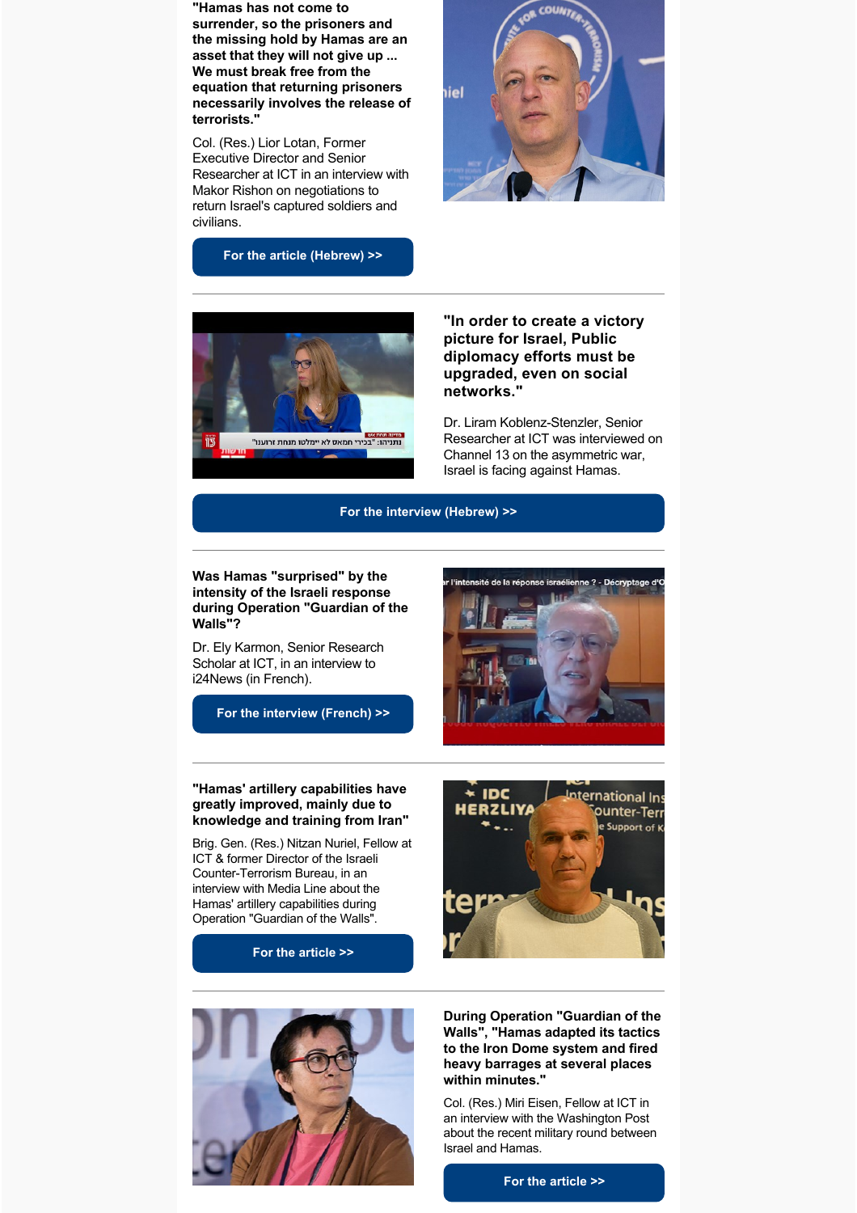**"Hamas has not come to surrender, so the prisoners and the missing hold by Hamas are an asset that they will not give up ... We must break free from the equation that returning prisoners necessarily involves the release of terrorists."**

Col. (Res.) Lior Lotan, Former Executive Director and Senior Researcher at ICT in an interview with Makor Rishon on negotiations to return Israel's captured soldiers and civilians.

For the article (Hebrew) >>

---

**"In order to create a victory picture for Israel, Public diplomacy efforts must be upgraded, even on social networks."**

Dr. Liram Koblenz-Stenzler, Senior Researcher at ICT was interviewed on Channel 13 on the asymmetric war, Israel is facing against Hamas.

For the interview (Hebrew) >>

---

**Was Hamas "surprised" by the intensity of the Israeli response during Operation "Guardian of the Walls"?**

Dr. Ely Karmon, Senior Research Scholar at ICT, in an interview to i24News (in French).

For the interview (French) >>

---

**"Hamas' artillery capabilities have greatly improved, mainly due to knowledge and training from Iran"**

Brig. Gen. (Res.) Nitzan Nuriel, Fellow at ICT & former Director of the Israeli Counter-Terrorism Bureau, in an interview with Media Line about the Hamas' artillery capabilities during Operation "Guardian of the Walls".

For the article >>

---

**During Operation "Guardian of the Walls", "Hamas adapted its tactics to the Iron Dome system and fired heavy barrages at several places within minutes."**

Col. (Res.) Miri Eisen, Fellow at ICT in an interview with the Washington Post about the recent military round between Israel and Hamas.

For the article >>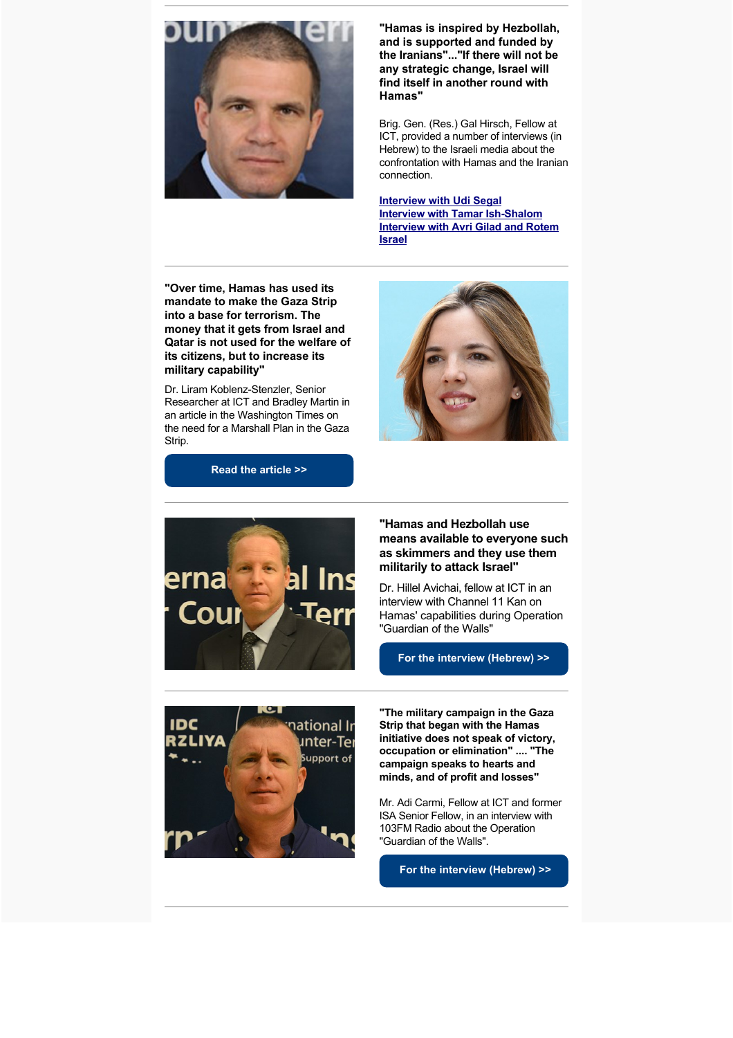**"Hamas is inspired by Hezbollah, and is supported and funded by the Iranians"..."If there will not be any strategic change, Israel will find itself in another round with Hamas"**

Brig. Gen. (Res.) Gal Hirsch, Fellow at ICT, provided a number of interviews (in Hebrew) to the Israeli media about the confrontation with Hamas and the Iranian connection.

**Interview with Udi Segal**
**Interview with Tamar Ish-Shalom**
**Interview with Avri Gilad and Rotem Israel**

---

**"Over time, Hamas has used its mandate to make the Gaza Strip into a base for terrorism. The money that it gets from Israel and Qatar is not used for the welfare of its citizens, but to increase its military capability"**

Dr. Liram Koblenz-Stenzler, Senior Researcher at ICT and Bradley Martin in an article in the Washington Times on the need for a Marshall Plan in the Gaza Strip.

**Read the article >>**

---

**"Hamas and Hezbollah use means available to everyone such as skimmers and they use them militarily to attack Israel"**

Dr. Hillel Avichai, fellow at ICT in an interview with Channel 11 Kan on Hamas' capabilities during Operation "Guardian of the Walls"

**For the interview (Hebrew) >>**

---

**"The military campaign in the Gaza Strip that began with the Hamas initiative does not speak of victory, occupation or elimination" .... "The campaign speaks to hearts and minds, and of profit and losses"**

Mr. Adi Carmi, Fellow at ICT and former ISA Senior Fellow, in an interview with 103FM Radio about the Operation "Guardian of the Walls".

**For the interview (Hebrew) >>**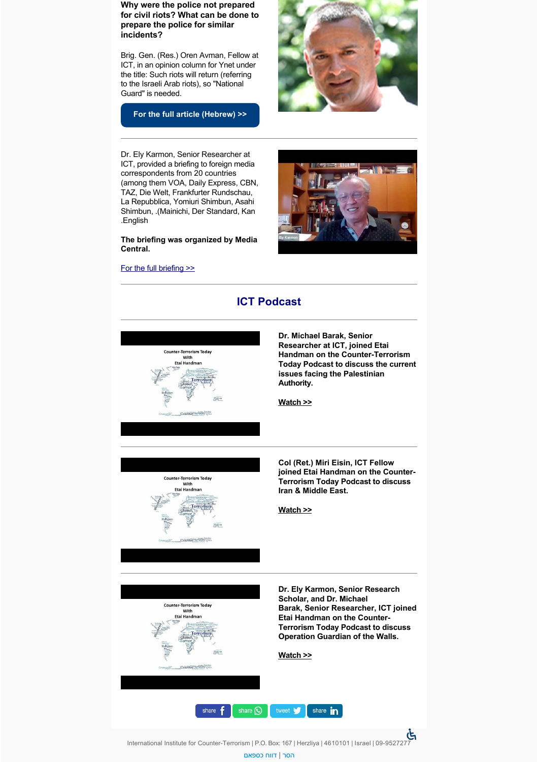**Why were the police not prepared for civil riots? What can be done to prepare the police for similar incidents?**

Brig. Gen. (Res.) Oren Avman, Fellow at ICT, in an opinion column for Ynet under the title: Such riots will return (referring to the Israeli Arab riots), so "National Guard" is needed.

For the full article (Hebrew) >>

---

Dr. Ely Karmon, Senior Researcher at ICT, provided a briefing to foreign media correspondents from 20 countries (among them VOA, Daily Express, CBN, TAZ, Die Welt, Frankfurter Rundschau, La Repubblica, Yomiuri Shimbun, Asahi Shimbun, .(Mainichi, Der Standard, Kan .English

**The briefing was organized by Media Central.**

For the full briefing >>

---

## ICT Podcast

---

**Dr. Michael Barak, Senior Researcher at ICT, joined Etai Handman on the Counter-Terrorism Today Podcast to discuss the current issues facing the Palestinian Authority.**

**Watch >>**

---

**Col (Ret.) Miri Eisin, ICT Fellow joined Etai Handman on the Counter-Terrorism Today Podcast to discuss Iran & Middle East.**

**Watch >>**

---

**Dr. Ely Karmon, Senior Research Scholar, and Dr. Michael Barak, Senior Researcher, ICT joined Etai Handman on the Counter-Terrorism Today Podcast to discuss Operation Guardian of the Walls.**

**Watch >>**

share | share | tweet | share

International Institute for Counter-Terrorism | P.O. Box: 167 | Herzliya | 4610101 | Israel | 09-9527277

הסר | דווח כספאם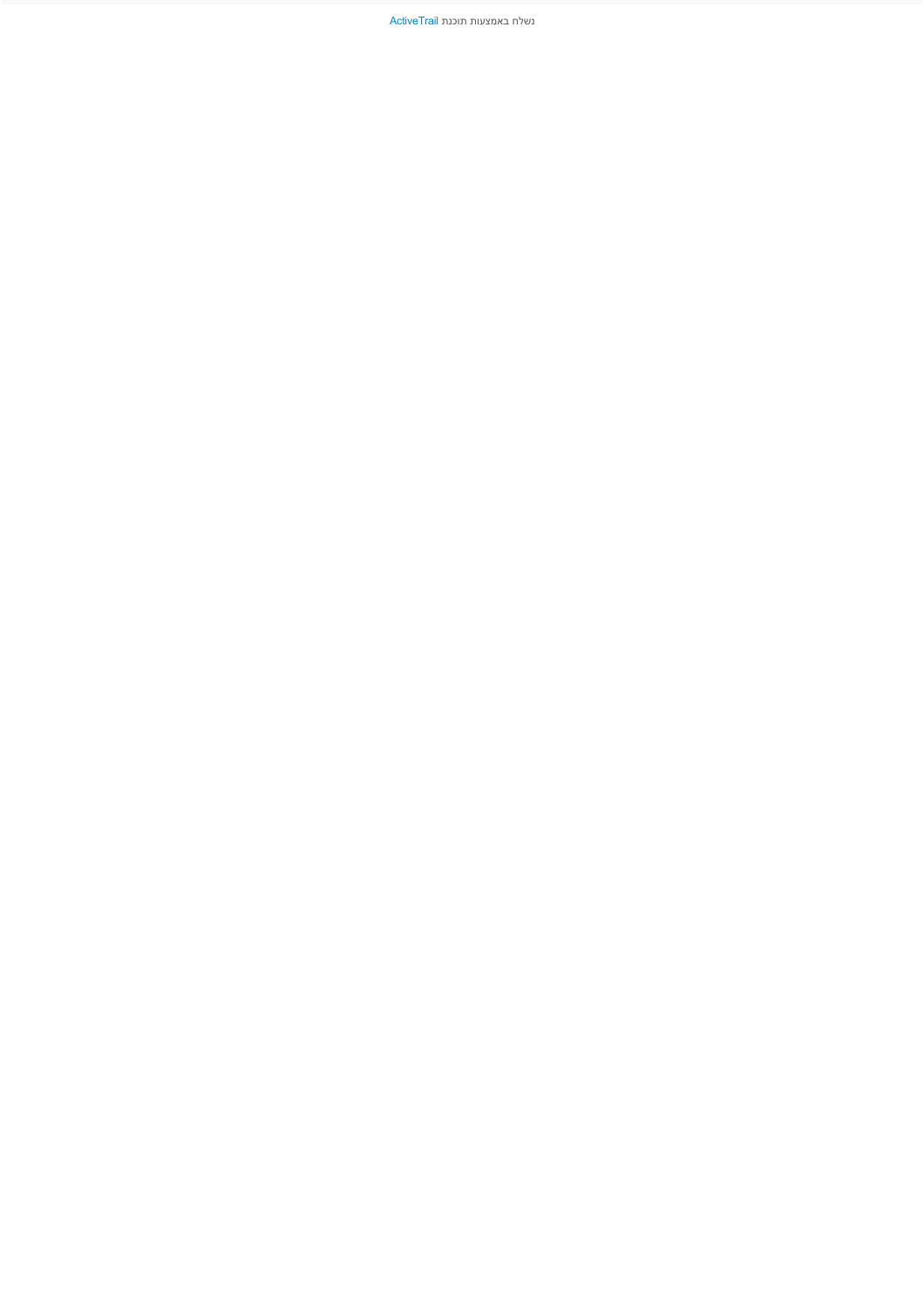נשלח באמצעות תוכנת ActiveTrail